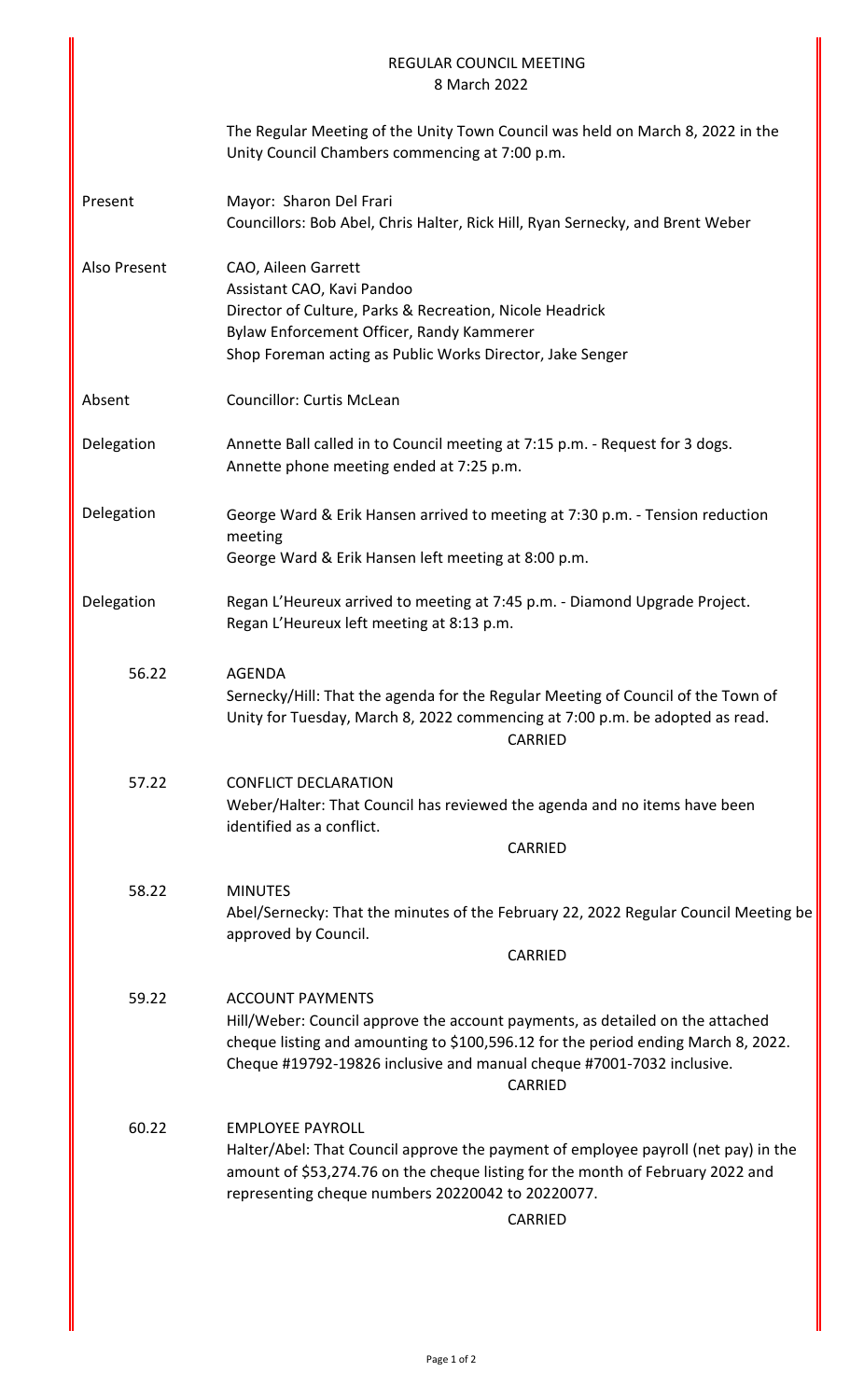# REGULAR COUNCIL MEETING

8 March 2022

The Regular Meeting of the Unity Town Council was held on March 8, 2022 in the Unity Council Chambers commencing at 7:00 p.m.

**Present**

Mayor: Sharon Del Frari
Councillors: Bob Abel, Chris Halter, Rick Hill, Ryan Sernecky, and Brent Weber

**Also Present**

CAO, Aileen Garrett
Assistant CAO, Kavi Pandoo
Director of Culture, Parks & Recreation, Nicole Headrick
Bylaw Enforcement Officer, Randy Kammerer
Shop Foreman acting as Public Works Director, Jake Senger

**Absent**

Councillor: Curtis McLean

**Delegation**

Annette Ball called in to Council meeting at 7:15 p.m. - Request for 3 dogs.
Annette phone meeting ended at 7:25 p.m.

**Delegation**

George Ward & Erik Hansen arrived to meeting at 7:30 p.m. - Tension reduction meeting
George Ward & Erik Hansen left meeting at 8:00 p.m.

**Delegation**

Regan L'Heureux arrived to meeting at 7:45 p.m. - Diamond Upgrade Project.
Regan L'Heureux left meeting at 8:13 p.m.

**56.22** AGENDA

Sernecky/Hill: That the agenda for the Regular Meeting of Council of the Town of Unity for Tuesday, March 8, 2022 commencing at 7:00 p.m. be adopted as read.

CARRIED

**57.22** CONFLICT DECLARATION

Weber/Halter: That Council has reviewed the agenda and no items have been identified as a conflict.

CARRIED

**58.22** MINUTES

Abel/Sernecky: That the minutes of the February 22, 2022 Regular Council Meeting be approved by Council.

CARRIED

**59.22** ACCOUNT PAYMENTS

Hill/Weber: Council approve the account payments, as detailed on the attached cheque listing and amounting to $100,596.12 for the period ending March 8, 2022. Cheque #19792-19826 inclusive and manual cheque #7001-7032 inclusive.

CARRIED

**60.22** EMPLOYEE PAYROLL

Halter/Abel: That Council approve the payment of employee payroll (net pay) in the amount of $53,274.76 on the cheque listing for the month of February 2022 and representing cheque numbers 20220042 to 20220077.

CARRIED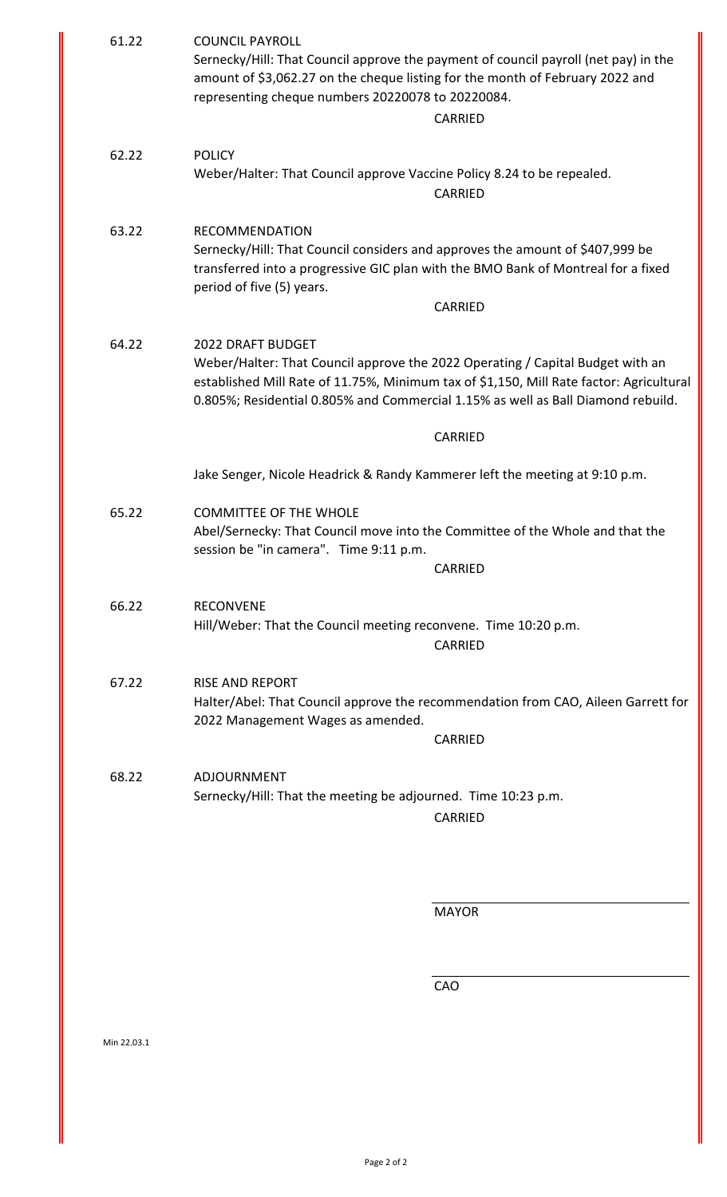61.22 **COUNCIL PAYROLL**

Sernecky/Hill: That Council approve the payment of council payroll (net pay) in the amount of $3,062.27 on the cheque listing for the month of February 2022 and representing cheque numbers 20220078 to 20220084.

CARRIED

62.22 **POLICY**

Weber/Halter: That Council approve Vaccine Policy 8.24 to be repealed.

CARRIED

63.22 **RECOMMENDATION**

Sernecky/Hill: That Council considers and approves the amount of $407,999 be transferred into a progressive GIC plan with the BMO Bank of Montreal for a fixed period of five (5) years.

CARRIED

64.22 **2022 DRAFT BUDGET**

Weber/Halter: That Council approve the 2022 Operating / Capital Budget with an established Mill Rate of 11.75%, Minimum tax of $1,150, Mill Rate factor: Agricultural 0.805%; Residential 0.805% and Commercial 1.15% as well as Ball Diamond rebuild.

CARRIED

Jake Senger, Nicole Headrick & Randy Kammerer left the meeting at 9:10 p.m.

65.22 **COMMITTEE OF THE WHOLE**

Abel/Sernecky: That Council move into the Committee of the Whole and that the session be "in camera". Time 9:11 p.m.

CARRIED

66.22 **RECONVENE**

Hill/Weber: That the Council meeting reconvene. Time 10:20 p.m.

CARRIED

67.22 **RISE AND REPORT**

Halter/Abel: That Council approve the recommendation from CAO, Aileen Garrett for 2022 Management Wages as amended.

CARRIED

68.22 **ADJOURNMENT**

Sernecky/Hill: That the meeting be adjourned. Time 10:23 p.m.

CARRIED

MAYOR

CAO

Min 22.03.1